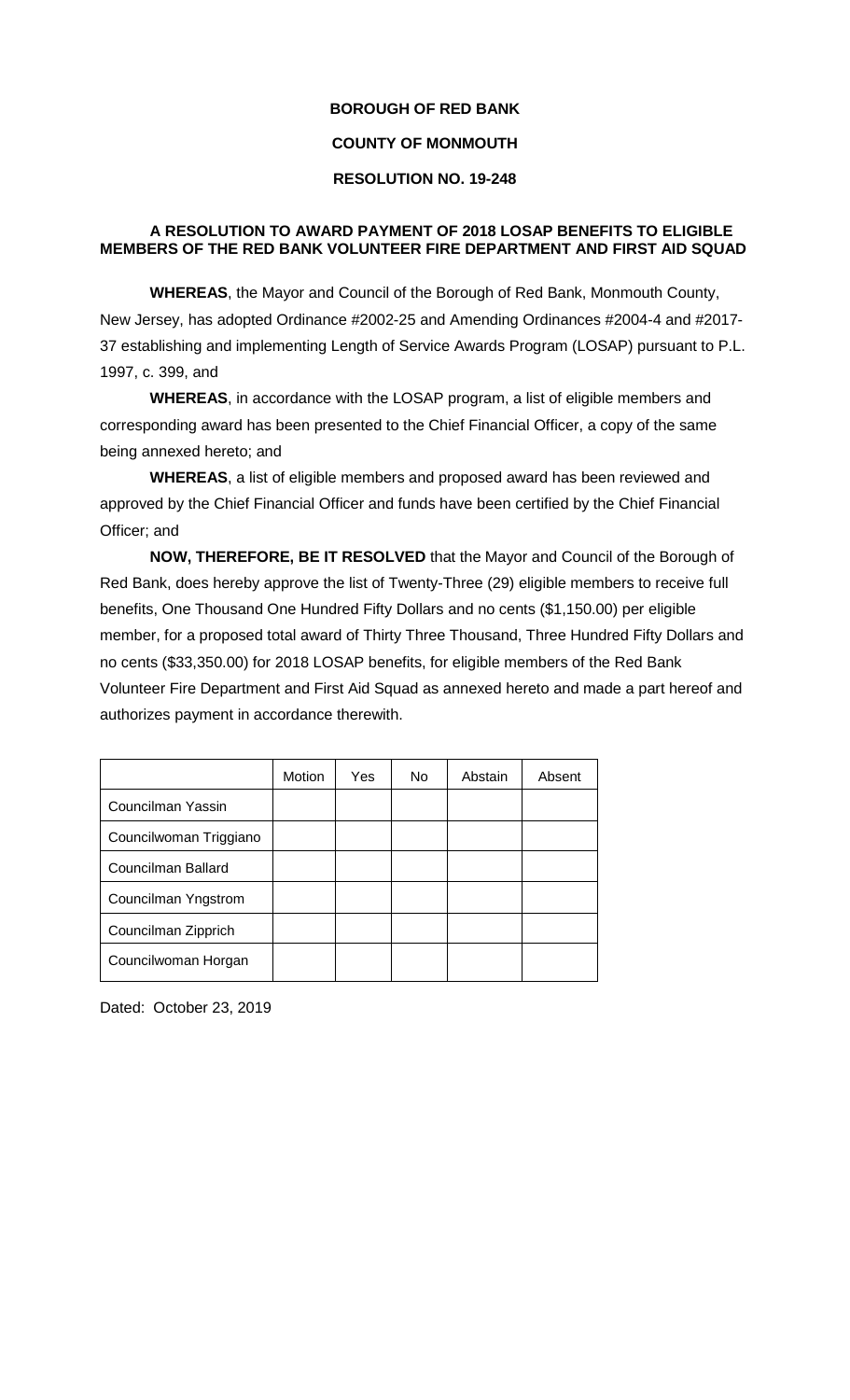**BOROUGH OF RED BANK**

**COUNTY OF MONMOUTH**

**RESOLUTION NO. 19-248**

**A RESOLUTION TO AWARD PAYMENT OF 2018 LOSAP BENEFITS TO ELIGIBLE MEMBERS OF THE RED BANK VOLUNTEER FIRE DEPARTMENT AND FIRST AID SQUAD**

**WHEREAS**, the Mayor and Council of the Borough of Red Bank, Monmouth County, New Jersey, has adopted Ordinance #2002-25 and Amending Ordinances #2004-4 and #2017-37 establishing and implementing Length of Service Awards Program (LOSAP) pursuant to P.L. 1997, c. 399, and

**WHEREAS**, in accordance with the LOSAP program, a list of eligible members and corresponding award has been presented to the Chief Financial Officer, a copy of the same being annexed hereto; and

**WHEREAS**, a list of eligible members and proposed award has been reviewed and approved by the Chief Financial Officer and funds have been certified by the Chief Financial Officer; and

**NOW, THEREFORE, BE IT RESOLVED** that the Mayor and Council of the Borough of Red Bank, does hereby approve the list of Twenty-Three (29) eligible members to receive full benefits, One Thousand One Hundred Fifty Dollars and no cents ($1,150.00) per eligible member, for a proposed total award of Thirty Three Thousand, Three Hundred Fifty Dollars and no cents ($33,350.00) for 2018 LOSAP benefits, for eligible members of the Red Bank Volunteer Fire Department and First Aid Squad as annexed hereto and made a part hereof and authorizes payment in accordance therewith.

| | Motion | Yes | No | Abstain | Absent |
|---|---|---|---|---|---|
| Councilman Yassin | | | | | |
| Councilwoman Triggiano | | | | | |
| Councilman Ballard | | | | | |
| Councilman Yngstrom | | | | | |
| Councilman Zipprich | | | | | |
| Councilwoman Horgan | | | | | |

Dated: October 23, 2019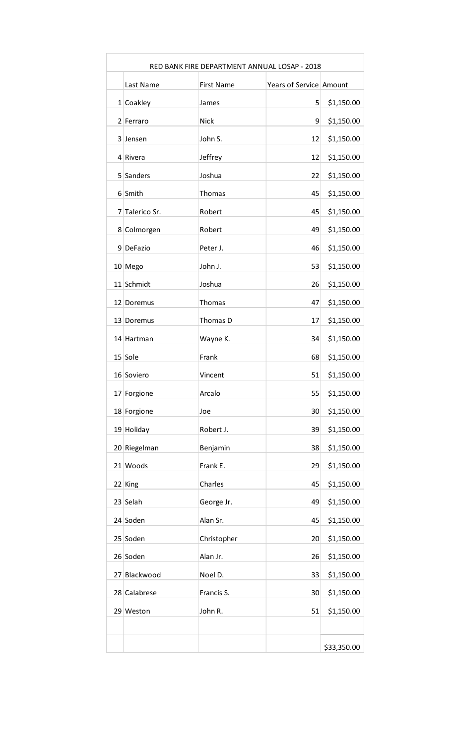| RED BANK FIRE DEPARTMENT ANNUAL LOSAP - 2018 | | | | |
|---|---|---|---|---|
| | Last Name | First Name | Years of Service | Amount |
| 1 | Coakley | James | 5 | $1,150.00 |
| 2 | Ferraro | Nick | 9 | $1,150.00 |
| 3 | Jensen | John S. | 12 | $1,150.00 |
| 4 | Rivera | Jeffrey | 12 | $1,150.00 |
| 5 | Sanders | Joshua | 22 | $1,150.00 |
| 6 | Smith | Thomas | 45 | $1,150.00 |
| 7 | Talerico Sr. | Robert | 45 | $1,150.00 |
| 8 | Colmorgen | Robert | 49 | $1,150.00 |
| 9 | DeFazio | Peter J. | 46 | $1,150.00 |
| 10 | Mego | John J. | 53 | $1,150.00 |
| 11 | Schmidt | Joshua | 26 | $1,150.00 |
| 12 | Doremus | Thomas | 47 | $1,150.00 |
| 13 | Doremus | Thomas D | 17 | $1,150.00 |
| 14 | Hartman | Wayne K. | 34 | $1,150.00 |
| 15 | Sole | Frank | 68 | $1,150.00 |
| 16 | Soviero | Vincent | 51 | $1,150.00 |
| 17 | Forgione | Arcalo | 55 | $1,150.00 |
| 18 | Forgione | Joe | 30 | $1,150.00 |
| 19 | Holiday | Robert J. | 39 | $1,150.00 |
| 20 | Riegelman | Benjamin | 38 | $1,150.00 |
| 21 | Woods | Frank E. | 29 | $1,150.00 |
| 22 | King | Charles | 45 | $1,150.00 |
| 23 | Selah | George Jr. | 49 | $1,150.00 |
| 24 | Soden | Alan Sr. | 45 | $1,150.00 |
| 25 | Soden | Christopher | 20 | $1,150.00 |
| 26 | Soden | Alan Jr. | 26 | $1,150.00 |
| 27 | Blackwood | Noel D. | 33 | $1,150.00 |
| 28 | Calabrese | Francis S. | 30 | $1,150.00 |
| 29 | Weston | John R. | 51 | $1,150.00 |
| | | | | |
| | | | | $33,350.00 |